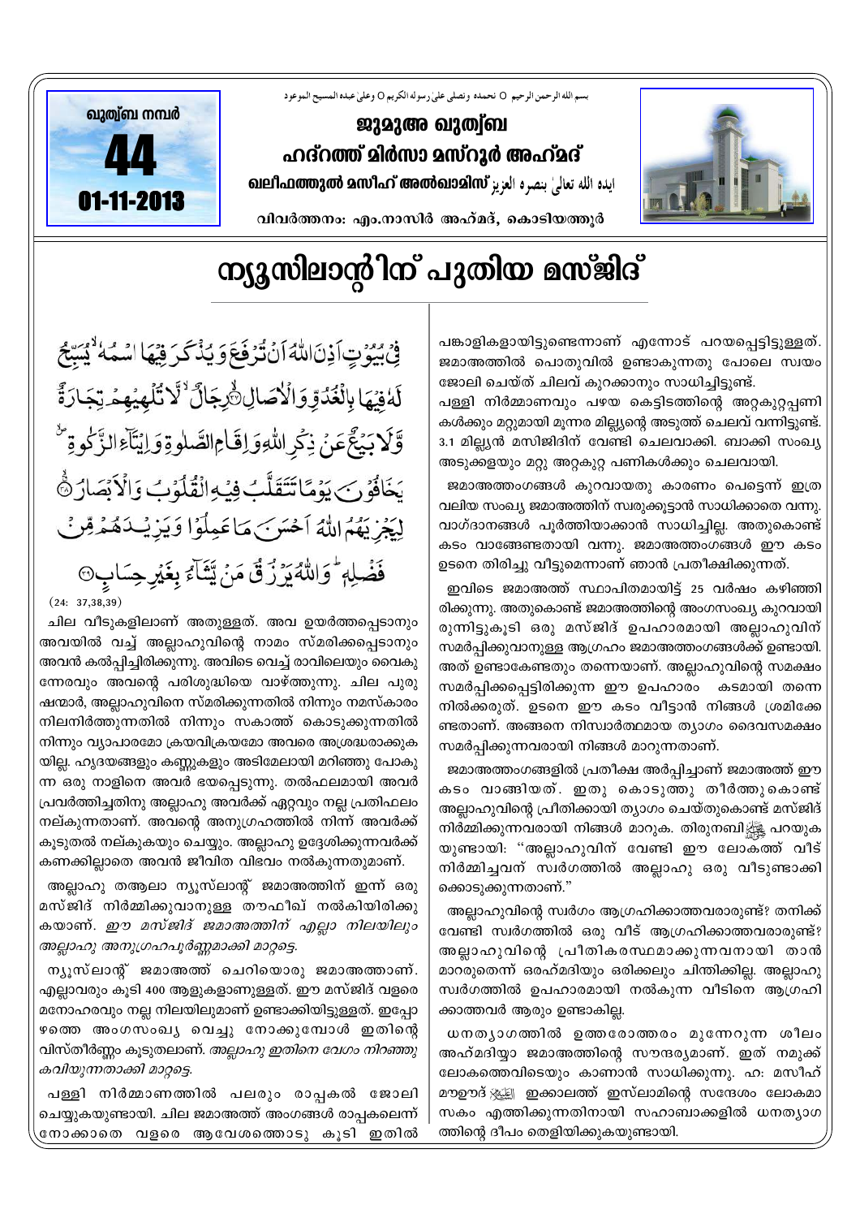بسم الله الرحمن الرحيم ۞ نحمده ونصلي على رسوله الكريم ۞ وعلى عبده المسيح الموعود

ഖുത്വ്ബ നമ്പർ **44**
**01-11-2013**

## ജുമുഅ ഖുത്വ്ബ
## ഹദ്റത്ത് മിർസാ മസ്റൂർ അഹ്മദ്
**ഖലീഫത്തുൽ മസീഹ് അൽഖാമിസ്** ايده الله تعالىٰ بنصره العزيز

വിവർത്തനം: എം.നാസിർ അഹ്മദ്, കൊടിയത്തൂർ

# ന്യൂസിലാന്റിന് പുതിയ മസ്ജിദ്

فِيْ بُيُوْتٍ اَذِنَ اللّٰهُ اَنْ تُرْفَعَ وَيُذْكَرَ فِيْهَا اسْمُهٗ ۙ يُسَبِّحُ لَهٗ فِيْهَا بِالْغُدُوِّ وَالْاٰصَالِ ﴿۳۷﴾ رِجَالٌ ۙ لَّا تُلْهِيْهِمْ تِجَارَةٌ وَّلَا بَيْعٌ عَنْ ذِكْرِ اللّٰهِ وَاِقَامِ الصَّلٰوةِ وَاِيْتَآءِ الزَّكٰوةِ ۙ يَخَافُوْنَ يَوْمًا تَتَقَلَّبُ فِيْهِ الْقُلُوْبُ وَالْاَبْصَارُ ﴿۳۸﴾ لِيَجْزِيَهُمُ اللّٰهُ اَحْسَنَ مَا عَمِلُوْا وَيَزِيْدَهُمْ مِّنْ فَضْلِهٖ ؕ وَاللّٰهُ يَرْزُقُ مَنْ يَّشَآءُ بِغَيْرِ حِسَابٍ ﴿۳۹﴾

(24: 37,38,39)

ചില വീടുകളിലാണ് അതുള്ളത്. അവ ഉയർത്തപ്പെടാനും അവയിൽ വച്ച് അല്ലാഹുവിന്റെ നാമം സ്മരിക്കപ്പെടാനും അവൻ കൽപ്പിച്ചിരിക്കുന്നു. അവിടെ വെച്ച് രാവിലെയും വൈകു ന്നേരവും അവന്റെ പരിശുദ്ധിയെ വാഴ്ത്തുന്നു. ചില പുരു ഷന്മാർ, അല്ലാഹുവിനെ സ്മരിക്കുന്നതിൽ നിന്നും നമസ്കാരം നിലനിർത്തുന്നതിൽ നിന്നും സകാത്ത് കൊടുക്കുന്നതിൽ നിന്നും വ്യാപാരമോ ക്രയവിക്രയമോ അവരെ അശ്രദ്ധരാക്കുക യില്ല. ഹൃദയങ്ങളും കണ്ണുകളും അടിമേലായി മറിഞ്ഞു പോകു ന്ന ഒരു നാളിനെ അവർ ഭയപ്പെടുന്നു. തൽഫലമായി അവർ പ്രവർത്തിച്ചതിനു അല്ലാഹു അവർക്ക് ഏറ്റവും നല്ല പ്രതിഫലം നല്കുന്നതാണ്. അവന്റെ അനുഗ്രഹത്തിൽ നിന്ന് അവർക്ക് കൂടുതൽ നല്കുകയും ചെയ്യും. അല്ലാഹു ഉദ്ദേശിക്കുന്നവർക്ക് കണക്കില്ലാതെ അവൻ ജീവിത വിഭവം നൽകുന്നതുമാണ്.

അല്ലാഹു തആലാ ന്യൂസ്ലാന്റ് ജമാഅത്തിന് ഇന്ന് ഒരു മസ്ജിദ് നിർമ്മിക്കുവാനുള്ള തൗഫീഖ് നൽകിയിരിക്കു കയാണ്. *ഈ മസ്ജിദ് ജമാഅത്തിന് എല്ലാ നിലയിലും അല്ലാഹു അനുഗ്രഹപൂർണ്ണമാക്കി മാറ്റട്ടെ.*

ന്യൂസ്ലാന്റ് ജമാഅത്ത് ചെറിയൊരു ജമാഅത്താണ്. എല്ലാവരും കൂടി 400 ആളുകളാണുള്ളത്. ഈ മസ്ജിദ് വളരെ മനോഹരവും നല്ല നിലയിലുമാണ് ഉണ്ടാക്കിയിട്ടുള്ളത്. ഇപ്പോ ഴത്തെ അംഗസംഖ്യ വെച്ചു നോക്കുമ്പോൾ ഇതിന്റെ വിസ്തീർണ്ണം കൂടുതലാണ്. *അല്ലാഹു ഇതിനെ വേഗം നിറഞ്ഞു കവിയുന്നതാക്കി മാറ്റട്ടെ.*

പള്ളി നിർമ്മാണത്തിൽ പലരും രാപ്പകൽ ജോലി ചെയ്യുകയുണ്ടായി. ചില ജമാഅത്ത് അംഗങ്ങൾ രാപ്പകലെന്ന് നോക്കാതെ വളരെ ആവേശത്തോടു കൂടി ഇതിൽ പങ്കാളികളായിട്ടുണ്ടെന്നാണ് എന്നോട് പറയപ്പെട്ടിട്ടുള്ളത്. ജമാഅത്തിൽ പൊതുവിൽ ഉണ്ടാകുന്നതു പോലെ സ്വയം ജോലി ചെയ്ത് ചിലവ് കുറക്കാനും സാധിച്ചിട്ടുണ്ട്.

പള്ളി നിർമ്മാണവും പഴയ കെട്ടിടത്തിന്റെ അറ്റകുറ്റപ്പണി കൾക്കും മറ്റുമായി മൂന്നര മില്ല്യന്റെ അടുത്ത് ചെലവ് വന്നിട്ടുണ്ട്. 3.1 മില്ല്യൻ മസ്ജിദിന് വേണ്ടി ചെലവാക്കി. ബാക്കി സംഖ്യ അടുക്കളയും മറ്റ് അറ്റകുറ്റ പണികൾക്കും ചെലവായി.

ജമാഅത്തംഗങ്ങൾ കുറവായതു കാരണം പെട്ടെന്ന് ഇത്ര വലിയ സംഖ്യ ജമാഅത്തിന് സ്വരുക്കൂട്ടാൻ സാധിക്കാതെ വന്നു. വാഗ്ദാനങ്ങൾ പൂർത്തിയാക്കാൻ സാധിച്ചില്ല. അതുകൊണ്ട് കടം വാങ്ങേണ്ടതായി വന്നു. ജമാഅത്തംഗങ്ങൾ ഈ കടം ഉടനെ തിരിച്ചു വീട്ടുമെന്നാണ് ഞാൻ പ്രതീക്ഷിക്കുന്നത്.

ഇവിടെ ജമാഅത്ത് സ്ഥാപിതമായിട്ട് 25 വർഷം കഴിഞ്ഞി രിക്കുന്നു. അതുകൊണ്ട് ജമാഅത്തിന്റെ അംഗസംഖ്യ കുറവായി രുന്നിട്ടുകൂടി ഒരു മസ്ജിദ് ഉപഹാരമായി അല്ലാഹുവിന് സമർപ്പിക്കുവാനുള്ള ആഗ്രഹം ജമാഅത്തംഗങ്ങൾക്ക് ഉണ്ടായി. അത് ഉണ്ടാകേണ്ടതും തന്നെയാണ്. അല്ലാഹുവിന്റെ സമക്ഷം സമർപ്പിക്കപ്പെട്ടിരിക്കുന്ന ഈ ഉപഹാരം കടമായി തന്നെ നിൽക്കരുത്. ഉടനെ ഈ കടം വീട്ടാൻ നിങ്ങൾ ശ്രമിക്കേ ണ്ടതാണ്. അങ്ങനെ നിസ്വാർത്ഥമായ ത്യാഗം ദൈവസമക്ഷം സമർപ്പിക്കുന്നവരായി നിങ്ങൾ മാറുന്നതാണ്.

ജമാഅത്തംഗങ്ങളിൽ പ്രതീക്ഷ അർപ്പിച്ചാണ് ജമാഅത്ത് ഈ കടം വാങ്ങിയത്. ഇതു കൊടുത്തു തീർത്തുകൊണ്ട് അല്ലാഹുവിന്റെ പ്രീതിക്കായി ത്യാഗം ചെയ്തുകൊണ്ട് മസ്ജിദ് നിർമ്മിക്കുന്നവരായി നിങ്ങൾ മാറുക. തിരുനബി ﷺ പറയുക യുണ്ടായി: "അല്ലാഹുവിന് വേണ്ടി ഈ ലോകത്ത് വീട് നിർമ്മിച്ചവന് സ്വർഗത്തിൽ അല്ലാഹു ഒരു വീടുണ്ടാക്കി ക്കൊടുക്കുന്നതാണ്."

അല്ലാഹുവിന്റെ സ്വർഗം ആഗ്രഹിക്കാത്തവരാരുണ്ട്? തനിക്ക് വേണ്ടി സ്വർഗത്തിൽ ഒരു വീട് ആഗ്രഹിക്കാത്തവരാരുണ്ട്? അല്ലാഹുവിന്റെ പ്രീതികരസ്ഥമാക്കുന്നവനായി താൻ മാറരുതെന്ന് ഒരഹ്മദിയും ഒരിക്കലും ചിന്തിക്കില്ല. അല്ലാഹു സ്വർഗത്തിൽ ഉപഹാരമായി നൽകുന്ന വീടിനെ ആഗ്രഹി ക്കാത്തവർ ആരും ഉണ്ടാകില്ല.

ധനത്യാഗത്തിൽ ഉത്തരോത്തരം മുന്നേറുന്ന ശീലം അഹ്മദിയ്യാ ജമാഅത്തിന്റെ സൗന്ദര്യമാണ്. ഇത് നമുക്ക് ലോകത്തെവിടെയും കാണാൻ സാധിക്കുന്നു. ഹ: മസീഹ് മൗഊദ് عليه السلام ഇക്കാലത്ത് ഇസ്ലാമിന്റെ സന്ദേശം ലോകമാ സകം എത്തിക്കുന്നതിനായി സഹാബാക്കളിൽ ധനത്യാഗ ത്തിന്റെ ദീപം തെളിയിക്കുകയുണ്ടായി.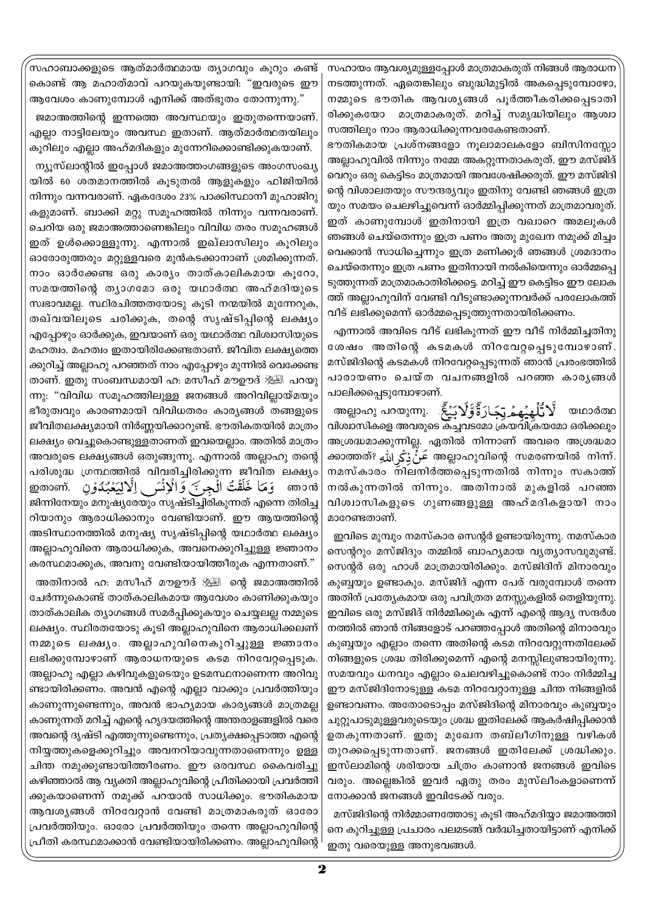സഹാബാക്കളുടെ ആത്മാർത്ഥമായ ത്യാഗവും കൂറും കണ്ട് കൊണ്ട് ആ മഹാത്മാവ് പറയുകയുണ്ടായി: "ഇവരുടെ ഈ ആവേശം കാണുമ്പോൾ എനിക്ക് അത്ഭുതം തോന്നുന്നു."

ജമാഅത്തിന്റെ ഇന്നത്തെ അവസ്ഥയും ഇതുതന്നെയാണ്. എല്ലാ നാട്ടിലേയും അവസ്ഥ ഇതാണ്. ആത്മാർത്ഥതയിലും കൂറിലും എല്ലാ അഹ്മദികളും മുന്നേറിക്കൊണ്ടിക്കുകയാണ്.

ന്യൂസ്‌ലാന്റിൽ ഇപ്പോൾ ജമാഅത്തംഗങ്ങളുടെ അംഗസംഖ്യയിൽ 60 ശതമാനത്തിൽ കൂടുതൽ ആളുകളും ഫിജിയിൽ നിന്നും വന്നവരാണ്. ഏകദേശം 23% പാക്കിസ്ഥാനീ മുഹാജിറുകളുമാണ്. ബാക്കി മറ്റു സമൂഹത്തിൽ നിന്നും വന്നവരാണ്. ചെറിയ ഒരു ജമാഅത്താണെങ്കിലും വിവിധ തരം സമൂഹങ്ങൾ ഇത് ഉൾക്കൊള്ളുന്നു. എന്നാൽ ഇഖ്‌ലാസിലും കൂറിലും ഓരോരുത്തരും മറ്റുള്ളവരെ മുൻകടക്കാനാണ് ശ്രമിക്കുന്നത്. നാം ഓർക്കേണ്ട ഒരു കാര്യം താത്കാലികമായ കൂറോ, സമയത്തിന്റെ ത്യാഗമോ ഒരു യഥാർത്ഥ അഹ്മദിയുടെ സ്വഭാവമല്ല. സ്ഥിരചിത്തതയോടു കൂടി നന്മയിൽ മുന്നേറുക, തഖ്‌വയിലൂടെ ചരിക്കുക, തന്റെ സൃഷ്ടിപ്പിന്റെ ലക്ഷ്യം എപ്പോഴും ഓർക്കുക, ഇവയാണ് ഒരു യഥാർത്ഥ വിശ്വാസിയുടെ മഹത്വം. മഹത്വം ഇതായിരിക്കേണ്ടതാണ്. ജീവിത ലക്ഷ്യത്തെ ക്കുറിച്ച് അല്ലാഹു പറഞ്ഞത് നാം എപ്പോഴും മുന്നിൽ വെക്കേണ്ടതാണ്. ഇതു സംബന്ധമായി ഹ: മസീഹ് മൗഊദ് ﷺ പറയുന്നു: "വിവിധ സമൂഹത്തിലുള്ള ജനങ്ങൾ അറിവില്ലായ്മയും ഭീരുത്വവും കാരണമായി വിവിധതരം കാര്യങ്ങൾ തങ്ങളുടെ ജീവിതലക്ഷ്യമായി നിർണ്ണയിക്കാറുണ്ട്. ഭൗതികതയിൽ മാത്രം ലക്ഷ്യം വെച്ചുകൊണ്ടുള്ളതാണത് ഇവയെല്ലാം. അതിൽ മാത്രം അവരുടെ ലക്ഷ്യങ്ങൾ ഒതുങ്ങുന്നു. എന്നാൽ അല്ലാഹു തന്റെ പരിശുദ്ധ ഗ്രന്ഥത്തിൽ വിവരിച്ചിരിക്കുന്ന ജീവിത ലക്ഷ്യം ഇതാണ്. وَمَا خَلَقْتُ الْجِنَّ وَالْإِنْسَ إِلَّا لِيَعْبُدُوْنِ ഞാൻ ജിന്നിനേയും മനുഷ്യരേയും സൃഷ്ടിച്ചിരിക്കുന്നത് എന്നെ തിരിച്ചറിയാനും ആരാധിക്കാനും വേണ്ടിയാണ്. ഈ ആയത്തിന്റെ അടിസ്ഥാനത്തിൽ മനുഷ്യ സൃഷ്ടിപ്പിന്റെ യഥാർത്ഥ ലക്ഷ്യം അല്ലാഹുവിനെ ആരാധിക്കുക, അവനെക്കുറിച്ചുള്ള ജ്ഞാനം കരസ്ഥമാക്കുക, അവനു വേണ്ടിയായിത്തീരുക എന്നതാണ്."

അതിനാൽ ഹ: മസീഹ് മൗഊദ് ﷺ ന്റെ ജമാഅത്തിൽ ചേർന്നുകൊണ്ട് താത്കാലികമായ ആവേശം കാണിക്കുകയും താത്കാലിക ത്യാഗങ്ങൾ സമർപ്പിക്കുകയും ചെയ്യലല്ല നമ്മുടെ ലക്ഷ്യം. സ്ഥിരതയോടു കൂടി അല്ലാഹുവിനെ ആരാധിക്കലണ് നമ്മുടെ ലക്ഷ്യം. അല്ലാഹുവിനെകുറിച്ചുള്ള ജ്ഞാനം ലഭിക്കുമ്പോഴാണ് ആരാധനയുടെ കടമ നിറവേറ്റപ്പെടുക. അല്ലാഹു എല്ലാ കഴിവുകളുടെയും ഉടമസ്ഥനാണെന്ന അറിവുണ്ടായിരിക്കണം. അവൻ എന്റെ എല്ലാ വാക്കും പ്രവർത്തിയും കാണുന്നുണ്ടെന്നും, അവൻ ഭാഹ്യമായ കാര്യങ്ങൾ മാത്രമല്ല കാണുന്നത് മറിച്ച് എന്റെ ഹൃദയത്തിന്റെ അന്തരാളങ്ങളിൽ വരെ അവന്റെ ദൃഷ്ടി എത്തുന്നുണ്ടെന്നും, പ്രത്യക്ഷപ്പെടാത്ത എന്റെ നിയ്യത്തുകളെക്കുറിച്ചും അവനറിയാവുന്നതാണെന്നും ഉള്ള ചിന്ത നമുക്കുണ്ടായിത്തീരണം. ഈ ഒരവസ്ഥ കൈവരിച്ചു കഴിഞ്ഞാൽ ആ വ്യക്തി അല്ലാഹുവിന്റെ പ്രീതിക്കായി പ്രവർത്തിക്കുകയാണെന്ന് നമുക്ക് പറയാൻ സാധിക്കും. ഭൗതികമായ ആവശ്യങ്ങൾ നിറവേറ്റാൻ വേണ്ടി മാത്രമാകരുത് ഓരോ പ്രവർത്തിയും. ഓരോ പ്രവർത്തിയും തന്നെ അല്ലാഹുവിന്റെ പ്രീതി കരസ്ഥമാക്കാൻ വേണ്ടിയായിരിക്കണം. അല്ലാഹുവിന്റെ സഹായം ആവശ്യമുള്ളപ്പോൾ മാത്രമാകരുത് നിങ്ങൾ ആരാധന നടത്തുന്നത്. ഏതെങ്കിലും ബുദ്ധിമുട്ടിൽ അകപ്പെടുമ്പോഴോ, നമ്മുടെ ഭൗതിക ആവശ്യങ്ങൾ പൂർത്തീകരിക്കപ്പെടാതിരിക്കുകയോ മാത്രമാകരുത്. മറിച്ച് സമൃദ്ധിയിലും ആശ്വാസത്തിലും നാം ആരാധിക്കുന്നവരകേണ്ടതാണ്.

ഭൗതികമായ പ്രശ്നങ്ങളോ നൂലാമാലകളോ ബിസിനസ്സോ അല്ലാഹുവിൽ നിന്നും നമ്മേ അകറ്റുന്നതാകരുത്. ഈ മസ്ജിദ് വെറും ഒരു കെട്ടിടം മാത്രമായി അവശേഷിക്കരുത്. ഈ മസ്ജിദിന്റെ വിശാലതയും സൗന്ദര്യവും ഇതിനു വേണ്ടി ഞങ്ങൾ ഇത്രയും സമയം ചെലഴിച്ചുവെന്ന് ഓർമ്മിപ്പിക്കുന്നത് മാത്രമാവരുത്. ഇത് കാണുമ്പോൾ ഇതിനായി ഇത്ര വഖാറെ അമലുകൾ ഞങ്ങൾ ചെയ്തെന്നും ഇത്ര പണം അതു മുഖേന നമുക്ക് മിച്ചം വെക്കാൻ സാധിച്ചെന്നും ഇത്ര മണിക്കൂർ ഞങ്ങൾ ശ്രമദാനം ചെയ്തെന്നും ഇത്ര പണം ഇതിനായി നൽകിയെന്നും ഓർമ്മപ്പെടുത്തുന്നത് മാത്രമാകാതിരിക്കട്ടെ. മറിച്ച് ഈ കെട്ടിടം ഈ ലോകത്ത് അല്ലാഹുവിന് വേണ്ടി വീടുണ്ടാക്കുന്നവർക്ക് പരലോകത്ത് വീട് ലഭിക്കുമെന്ന് ഓർമ്മപ്പെടുത്തുന്നതായിരിക്കണം.

എന്നാൽ അവിടെ വീട് ലഭികുന്നത് ഈ വീട് നിർമ്മിച്ചതിനു ശേഷം അതിന്റെ കടമകൾ നിറവേറ്റപ്പെടുമ്പോഴാണ്. മസ്ജിദിന്റെ കടമകൾ നിറവേറ്റപ്പെടുന്നത് ഞാൻ പ്രംരംഭത്തിൽ പാരായണം ചെയ്ത വചനങ്ങളിൽ പറഞ്ഞ കാര്യങ്ങൾ പാലിക്കപ്പെടുമ്പോഴാണ്.

അല്ലാഹു പറയുന്നു. لَا تُلْهِيهِمْ تِجَارَةٌ وَلَا بَيْعٌ യഥാർത്ഥ വിശ്വാസികളെ അവരുടെ കച്ചവടമോ ക്രയവിക്രയമോ ഒരിക്കലും അശ്രദ്ധമാക്കുന്നില്ല. ഏതിൽ നിന്നാണ് അവരെ അശ്രദ്ധമാക്കാത്തത്? عَنْ ذِكْرِ اللهِ അല്ലാഹുവിന്റെ സമരണയിൽ നിന്ന്. നമസ്കാരം നിലനിർത്തപ്പെടുന്നതിൽ നിന്നും സകാത്ത് നൽകുന്നതിൽ നിന്നും. അതിനാൽ മുകളിൽ പറഞ്ഞ വിശ്വാസികളുടെ ഗുണങ്ങളുള്ള അഹ്മദികളായി നാം മാറേണ്ടതാണ്.

ഇവിടെ മുമ്പും നമസ്കാര സെന്റർ ഉണ്ടായിരുന്നു. നമസ്കാര സെന്ററും മസ്ജിദും തമ്മിൽ ബാഹ്യമായ വ്യത്യാസവുമുണ്ട്. സെന്റർ ഒരു ഹാൾ മാത്രമായിരിക്കും. മസ്ജിദിന് മിനാരവും കുബ്ബയും ഉണ്ടാകും. മസ്ജിദ് എന്ന പേര് വരുമ്പോൾ തന്നെ അതിന് പ്രത്യേകമായ ഒരു പവിത്രത മനസ്സുകളിൽ തെളിയുന്നു. ഇവിടെ ഒരു മസ്ജിദ് നിർമ്മിക്കുക എന്ന് എന്റെ ആദ്യ സന്ദർശനത്തിൽ ഞാൻ നിങ്ങളോട് പറഞ്ഞപ്പോൾ അതിന്റെ മിനാരവും കുബ്ബയും എല്ലാം തന്നെ അതിന്റെ കടമ നിറവേറ്റുന്നതിലേക്ക് നിങ്ങളുടെ ശ്രദ്ധ തിരിക്കുമെന്ന് എന്റെ മനസ്സിലുണ്ടായിരുന്നു. സമയവും ധനവും എല്ലാം ചെലവഴിച്ചുകൊണ്ട് നാം നിർമ്മിച്ച ഈ മസ്ജിദിനോടുള്ള കടമ നിറവേറ്റാനുള്ള ചിന്ത നിങ്ങളിൽ ഉണ്ടാവണം. അതോടൊപ്പം മസ്ജിദിന്റെ മിനാരവും കുബ്ബയും ചുറ്റുപാടുമുള്ളവരുടെയും ശ്രദ്ധ ഇതിലേക്ക് ആകർഷിപ്പിക്കാൻ ഉതകുന്നതാണ്. ഇതു മുഖേന തബ്‌ലീഗിനുള്ള വഴികൾ തുറക്കപ്പെടുന്നതാണ്. ജനങ്ങൾ ഇതിലേക്ക് ശ്രദ്ധിക്കും. ഇസ്‌ലാമിന്റെ ശരിയായ ചിത്രം കാണാൻ ജനങ്ങൾ ഇവിടെ വരും. അല്ലെങ്കിൽ ഇവർ ഏതു തരം മുസ്‌ലീംകളാണെന്ന് നോക്കാൻ ജനങ്ങൾ ഇവിടേക്ക് വരും.

മസ്ജിദിന്റെ നിർമ്മാണത്തോടു കൂടി അഹ്മദിയ്യാ ജമാഅത്തിനെ കുറിച്ചുള്ള പ്രചാരം പലമടങ്ങ് വർദ്ധിച്ചതായിട്ടാണ് എനിക്ക് ഇതു വരെയുള്ള അനുഭവങ്ങൾ.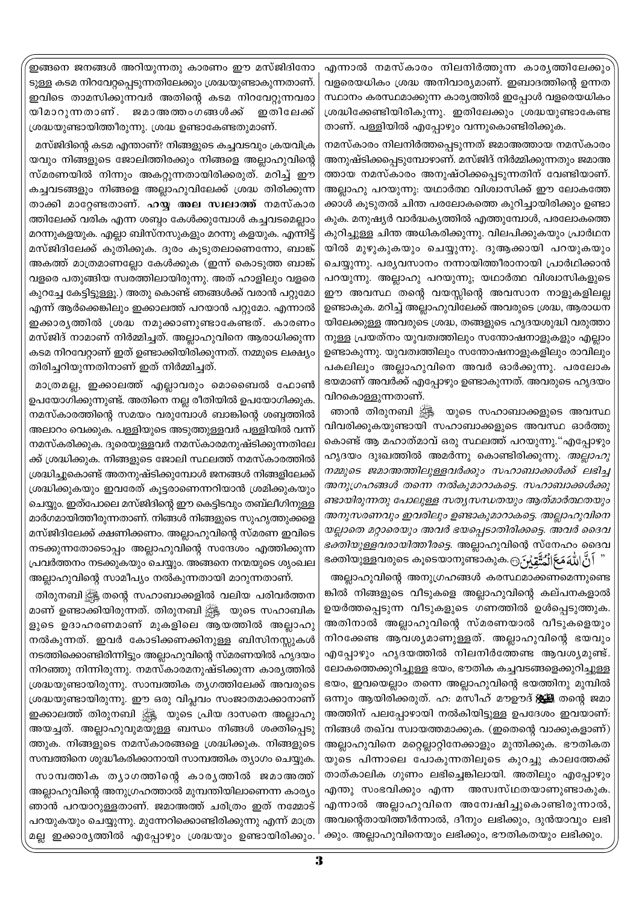ഇങ്ങനെ ജനങ്ങൾ അറിയുന്നതു കാരണം ഈ മസ്ജിദിനോടുള്ള കടമ നിറവേറ്റപ്പെടുന്നതിലേക്കും ശ്രദ്ധയുണ്ടാകുന്നതാണ്. ഇവിടെ താമസിക്കുന്നവർ അതിന്റെ കടമ നിറവേറ്റുന്നവരായിമാറുന്നതാണ്. ജമാഅത്തംഗങ്ങൾക്ക് ഇതിലേക്ക് ശ്രദ്ധയുണ്ടായിത്തീരുന്നു. ശ്രദ്ധ ഉണ്ടാകേണ്ടതുമാണ്.

മസ്ജിദിന്റെ കടമ എന്താണ്? നിങ്ങളുടെ കച്ചവടവും ക്രയവിക്രയവും നിങ്ങളുടെ ജോലിത്തിരക്കും നിങ്ങളെ അല്ലാഹുവിന്റെ സ്മരണയിൽ നിന്നും അകറ്റുന്നതായിരിക്കരുത്. മറിച്ച് ഈ കച്ചവടങ്ങളും നിങ്ങളെ അല്ലാഹുവിലേക്ക് ശ്രദ്ധ തിരിക്കുന്നതാക്കി മാറ്റേണ്ടതാണ്. **ഹയ്യ അല സ്വലാത്ത്** നമസ്കാരത്തിലേക്ക് വരിക എന്ന ശബ്ദം കേൾക്കുമ്പോൾ കച്ചവടമെല്ലാം മറന്നുകളയുക. എല്ലാ ബിസ്നസുകളും മറന്നു കളയുക. എന്നിട്ട് മസ്ജിദിലേക്ക് കുതിക്കുക. ദൂരം കൂടുതലാണെന്നോ, ബാങ്ക് അകത്ത് മാത്രമാണല്ലോ കേൾക്കുക (ഇന്ന് കൊടുത്ത ബാങ്ക് വളരെ പതുങ്ങിയ സ്വരത്തിലായിരുന്നു. അത് ഹാളിലും വളരെ കുറച്ചേ കേട്ടിട്ടുള്ളൂ.) അതു കൊണ്ട് ഞങ്ങൾക്ക് വരാൻ പറ്റുമോ എന്ന് ആർക്കെങ്കിലും ഇക്കാലത്ത് പറയാൻ പറ്റുമോ. എന്നാൽ ഇക്കാര്യത്തിൽ ശ്രദ്ധ നമുക്കാണുണ്ടാകേണ്ടത്. കാരണം മസ്ജിദ് നാമാണ് നിർമ്മിച്ചത്. അല്ലാഹുവിനെ ആരാധിക്കുന്ന കടമ നിറവേറ്റാനാണ് ഇത് ഉണ്ടാക്കിയിരിക്കുന്നത്. നമ്മുടെ ലക്ഷ്യം തിരിച്ചറിയുന്നതിനാണ് ഇത് നിർമ്മിച്ചത്.

മാത്രമല്ല, ഇക്കാലത്ത് എല്ലാവരും മൊബൈൽ ഫോൺ ഉപയോഗിക്കുന്നുണ്ട്. അതിനെ നല്ല രീതിയിൽ ഉപയോഗിക്കുക. നമസ്കാരത്തിന്റെ സമയം വരുമ്പോൾ ബാങ്കിന്റെ ശബ്ദത്തിൽ അലാറം വെക്കുക. പള്ളിയുടെ അടുത്തുള്ളവർ പള്ളിയിൽ വന്ന് നമസ്കരിക്കുക. ദൂരെയുള്ളവർ നമസ്കാരമനുഷ്ടിക്കുന്നതിലേക്ക് ശ്രദ്ധിക്കുക. നിങ്ങളുടെ ജോലി സ്ഥലത്ത് നമസ്കാരത്തിൽ ശ്രദ്ധിച്ചുകൊണ്ട് അതനുഷ്ടിക്കുമ്പോൾ ജനങ്ങൾ നിങ്ങളിലേക്ക് ശ്രദ്ധിക്കുകയും ഇവരേത് കൂട്ടരാണെന്നറിയാൻ ശ്രമിക്കുകയും ചെയ്യും. ഇത്പോലെ മസ്ജിദിന്റെ ഈ കെട്ടിടവും തബ്ലീഗിനുള്ള മാർഗമായിത്തീരുന്നതാണ്. നിങ്ങൾ നിങ്ങളുടെ സുഹൃത്തുക്കളെ മസ്ജിദിലേക്ക് ക്ഷണിക്കണം. അല്ലാഹുവിന്റെ സ്മരണ ഇവിടെ നടക്കുന്നതോടൊപ്പം അല്ലാഹുവിന്റെ സന്ദേശം എത്തിക്കുന്ന പ്രവർത്തനം നടക്കുകയും ചെയ്യും. അങ്ങനെ നന്മയുടെ ശൃംഖല അല്ലാഹുവിന്റെ സാമീപ്യം നൽകുന്നതായി മാറുന്നതാണ്.

തിരുനബി ﷺ തന്റെ സഹാബാക്കളിൽ വലിയ പരിവർത്തനമാണ് ഉണ്ടാക്കിയിരുന്നത്. തിരുനബി ﷺ യുടെ സഹാബികളുടെ ഉദാഹരണമാണ് മുകളിലെ ആയത്തിൽ അല്ലാഹു നൽകുന്നത്. ഇവർ കോടിക്കണക്കിനുള്ള ബിസിനസ്സുകൾ നടത്തിക്കൊണ്ടിരിന്നിട്ടും അല്ലാഹുവിന്റെ സ്മരണയിൽ ഹൃദയം നിറഞ്ഞു നിന്നിരുന്നു. നമസ്കാരമനുഷ്ടിക്കുന്ന കാര്യത്തിൽ ശ്രദ്ധയുണ്ടായിരുന്നു. സാമ്പത്തിക ത്യാഗത്തിലേക്ക് അവരുടെ ശ്രദ്ധയുണ്ടായിരുന്നു. ഈ ഒരു വിപ്ലവം സംജാതമാക്കാനാണ് ഇക്കാലത്ത് തിരുനബി ﷺ യുടെ പ്രിയ ദാസനെ അല്ലാഹു അയച്ചത്. അല്ലാഹുവുമായുള്ള ബന്ധം നിങ്ങൾ ശക്തിപ്പെടുത്തുക. നിങ്ങളുടെ നമസ്കാരങ്ങളെ ശ്രദ്ധിക്കുക. നിങ്ങളുടെ സമ്പത്തിനെ ശുദ്ധീകരിക്കാനായി സാമ്പത്തിക ത്യാഗം ചെയ്യുക.

സാമ്പത്തിക ത്യാഗത്തിന്റെ കാര്യത്തിൽ ജമാഅത്ത് അല്ലാഹുവിന്റെ അനുഗ്രഹത്താൽ മുമ്പന്തിയിലാണെന്ന കാര്യം ഞാൻ പറയാറുള്ളതാണ്. ജമാഅത്ത് ചരിത്രം ഇത് നമ്മോട് പറയുകയും ചെയ്യുന്നു. മുന്നേറിക്കൊണ്ടിരിക്കുന്നു എന്ന് മാത്രമല്ല ഇക്കാര്യത്തിൽ എപ്പോഴും ശ്രദ്ധയും ഉണ്ടായിരിക്കും. എന്നാൽ നമസ്കാരം നിലനിർത്തുന്ന കാര്യത്തിലേക്കും വളരെയധികം ശ്രദ്ധ അനിവാര്യമാണ്. ഇബാദത്തിന്റെ ഉന്നത സ്ഥാനം കരസ്ഥമാക്കുന്ന കാര്യത്തിൽ ഇപ്പോൾ വളരെയധികം ശ്രദ്ധിക്കേണ്ടിയിരിക്കുന്നു. ഇതിലേക്കും ശ്രദ്ധയുണ്ടാകേണ്ടതാണ്. പള്ളിയിൽ എപ്പോഴും വന്നുകൊണ്ടിരിക്കുക.

നമസ്കാരം നിലനിർത്തപ്പെടുന്നത് ജമാഅത്തായ നമസ്കാരം അനുഷ്ടിക്കപ്പെടുമ്പോഴാണ്. മസ്ജിദ് നിർമ്മിക്കുന്നതും ജമാഅത്തായ നമസ്കാരം അനുഷ്ഠിക്കപ്പെടുന്നതിന് വേണ്ടിയാണ്. അല്ലാഹു പറയുന്നു: യഥാർത്ഥ വിശ്വാസിക്ക് ഈ ലോകത്തേക്കാൾ കൂടുതൽ ചിന്ത പരലോകത്തെ കുറിച്ചായിരിക്കും ഉണ്ടാകുക. മനുഷ്യർ വാർദ്ധക്യത്തിൽ എത്തുമ്പോൾ, പരലോകത്തെ കുറിച്ചുള്ള ചിന്ത അധികരിക്കുന്നു. വിലപിക്കുകയും പ്രാർഥനയിൽ മുഴുകുകയും ചെയ്യുന്നു. ദുആക്കായി പറയുകയും ചെയ്യുന്നു. പര്യവസാനം നന്നായിത്തീരാനായി പ്രാർഥിക്കാൻ പറയുന്നു. അല്ലാഹു പറയുന്നു; യഥാർത്ഥ വിശ്വാസികളുടെ ഈ അവസ്ഥ തന്റെ വയസ്സിന്റെ അവസാന നാളുകളിലല്ല ഉണ്ടാകുക. മറിച്ച് അല്ലാഹുവിലേക്ക് അവരുടെ ശ്രദ്ധ, ആരാധനയിലേക്കുള്ള അവരുടെ ശ്രദ്ധ, തങ്ങളുടെ ഹൃദയശുദ്ധി വരുത്താനുള്ള പ്രയത്നം യുവത്വത്തിലും സന്തോഷനാളുകളും എല്ലാം ഉണ്ടാകുന്നു. യുവത്വത്തിലും സന്തോഷനാളുകളിലും രാവിലും പകലിലും അല്ലാഹുവിനെ അവർ ഓർക്കുന്നു. പരലോകഭയമാണ് അവർക്ക് എപ്പോഴും ഉണ്ടാകുന്നത്. അവരുടെ ഹൃദയം വിറകൊള്ളുന്നതാണ്.

ഞാൻ തിരുനബി ﷺ യുടെ സഹാബാക്കളുടെ അവസ്ഥ വിവരിക്കുകയുണ്ടായി സഹാബാക്കളുടെ അവസ്ഥ ഓർത്തു കൊണ്ട് ആ മഹാത്മാവ് ഒരു സ്ഥലത്ത് പറയുന്നു."എപ്പോഴും ഹൃദയം ദുഃഖത്തിൽ അമർന്നു കൊണ്ടിരിക്കുന്നു. *അല്ലാഹു നമ്മുടെ ജമാഅത്തിലുള്ളവർക്കും സഹാബാക്കൾക്ക് ലഭിച്ച അനുഗ്രഹങ്ങൾ തന്നെ നൽകുമാറാകട്ടെ. സഹാബാക്കൾക്കുണ്ടായിരുന്നതു പോലുള്ള സത്യസന്ധതയും ആത്മാർത്ഥതയും അനുസരണവും ഇവരിലും ഉണ്ടാകുമാറാകട്ടെ. അല്ലാഹുവിനെയല്ലാതെ മറ്റാരെയും അവർ ഭയപ്പെടാതിരിക്കട്ടെ. അവർ ദൈവഭക്തിയുള്ളവരായിത്തീരട്ടെ.* അല്ലാഹുവിന്റെ സ്നേഹം ദൈവഭക്തിയുള്ളവരുടെ കൂടെയാണുണ്ടാകുക. اَنَّ اللّٰهَ مَعَ الْمُتَّقِيْنَ "

അല്ലാഹുവിന്റെ അനുഗ്രഹങ്ങൾ കരസ്ഥമാക്കണമെന്നുണ്ടെങ്കിൽ നിങ്ങളുടെ വീടുകളെ അല്ലാഹുവിന്റെ കല്പനകളാൽ ഉയർത്തപ്പെടുന്ന വീടുകളുടെ ഗണത്തിൽ ഉൾപ്പെടുത്തുക. അതിനാൽ അല്ലാഹുവിന്റെ സ്മരണയാൽ വീടുകളെയും നിറക്കേണ്ട ആവശ്യമാണുള്ളത്. അല്ലാഹുവിന്റെ ഭയവും എപ്പോഴും ഹൃദയത്തിൽ നിലനിർത്തേണ്ട ആവശ്യമുണ്ട്. ലോകത്തെക്കുറിച്ചുള്ള ഭയം, ഭൗതിക കച്ചവടങ്ങളെക്കുറിച്ചുള്ള ഭയം, ഇവയെല്ലാം തന്നെ അല്ലാഹുവിന്റെ ഭയത്തിനു മുമ്പിൽ ഒന്നും ആയിരിക്കരുത്. ഹ: മസീഹ് മൗഊദ് (അ) തന്റെ ജമാഅത്തിന് പലപ്പോഴായി നൽകിയിട്ടുള്ള ഉപദേശം ഇവയാണ്: നിങ്ങൾ തഖ്വ സ്വായത്തമാക്കുക. (ഇതെന്റെ വാക്കുകളാണ്) അല്ലാഹുവിനെ മറ്റെല്ലാറ്റിനേക്കാളും മുന്തിക്കുക. ഭൗതികതയുടെ പിന്നാലെ പോകുന്നതിലൂടെ കുറച്ചു കാലത്തേക്ക് താത്കാലിക ഗുണം ലഭിച്ചെങ്കിലായി. അതിലും എപ്പോഴും എന്തു സംഭവിക്കും എന്ന അസ്വസ്ഥതയാണുണ്ടാകുക. എന്നാൽ അല്ലാഹുവിനെ അന്വേഷിച്ചുകൊണ്ടിരുന്നാൽ, അവന്റെതായിത്തീർന്നാൽ, ദീനും ലഭിക്കും, ദുൻയാവും ലഭിക്കും. അല്ലാഹുവിനെയും ലഭിക്കും, ഭൗതികതയും ലഭിക്കും.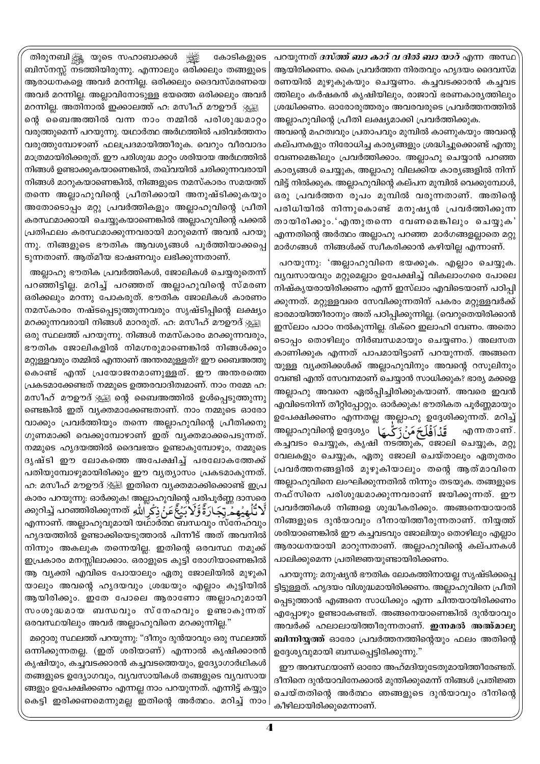തിരുനബി ﷺ യുടെ സഹാബാക്കൾ رضي الله عنهم കോടികളുടെ ബിസ്നസ്സ് നടത്തിയിരുന്നു. എന്നാലും ഒരിക്കലും തങ്ങളുടെ ആരാധനകളെ അവർ മറന്നില്ല. ഒരിക്കലും ദൈവസ്മരണയെ അവർ മറന്നില്ല. അല്ലാഹുവിനോടുള്ള ഭയത്തെ ഒരിക്കലും അവർ മറന്നില്ല. അതിനാൽ ഇക്കാലത്ത് ഹ: മസീഹ് മൗഊദ് عليه السلام ന്റെ ബൈഅത്തിൽ വന്ന നാം നമ്മിൽ പരിശുദ്ധമാറ്റം വരുത്തുമെന്ന് പറയുന്നു. യഥാർത്ഥ അർഥത്തിൽ പരിവർത്തനം വരുത്തുമ്പോഴാണ് ഫലപ്രദമായിത്തീരുക. വെറും വീരവാദം മാത്രമായിരിക്കരുത്. ഈ പരിശുദ്ധ മാറ്റം ശരിയായ അർഥത്തിൽ നിങ്ങൾ ഉണ്ടാക്കുകയാണെങ്കിൽ, തഖ്‌വയിൽ ചരിക്കുന്നവരായി നിങ്ങൾ മാറുകയാണെങ്കിൽ, നിങ്ങളുടെ നമസ്കാരം സമയത്ത് തന്നെ അല്ലാഹുവിന്റെ പ്രീതിക്കായി അനുഷ്ടിക്കുകയും അതോടൊപ്പം മറ്റു പ്രവർത്തികളും അല്ലാഹുവിന്റെ പ്രീതി കരസ്ഥമാക്കായി ചെയ്യുകയാണെങ്കിൽ അല്ലാഹുവിന്റെ പക്കൽ പ്രതിഫലം കരസ്ഥമാക്കുന്നവരായി മാറുമെന്ന് അവൻ പറയുന്നു. നിങ്ങളുടെ ഭൗതിക ആവശ്യങ്ങൾ പൂർത്തിയാക്കപ്പെടുന്നതാണ്. ആത്മീയ ഭാഷണവും ലഭിക്കുന്നതാണ്.

അല്ലാഹു ഭൗതിക പ്രവർത്തികൾ, ജോലികൾ ചെയ്യരുതെന്ന് പറഞ്ഞിട്ടില്ല. മറിച്ച് പറഞ്ഞത് അല്ലാഹുവിന്റെ സ്മരണ ഒരിക്കലും മറന്നു പോകരുത്. ഭൗതിക ജോലികൾ കാരണം നമസ്കാരം നഷ്ടപ്പെടുത്തുന്നവരും സൃഷ്ടിപ്പിന്റെ ലക്ഷ്യം മറക്കുന്നവരായി നിങ്ങൾ മാറരുത്. ഹ: മസീഹ് മൗഊദ് عليه السلام ഒരു സ്ഥലത്ത് പറയുന്നു. നിങ്ങൾ നമസ്കാരം മറക്കുന്നവരും, ഭൗതിക ജോലികളിൽ നിമഗ്നരുമാണെങ്കിൽ നിങ്ങൾക്കും മറ്റുള്ളവരും തമ്മിൽ എന്താണ് അന്തരമുള്ളത്? ഈ ബൈഅത്തു കൊണ്ട് എന്ത് പ്രയോജനമാണുള്ളത്. ഈ അന്തരത്തെ പ്രകടമാക്കേണ്ടത് നമ്മുടെ ഉത്തരവാദിത്വമാണ്. നാം നമ്മേ ഹ: മസീഹ് മൗഊദ് عليه السلام ന്റെ ബൈഅത്തിൽ ഉൾപ്പെടുത്തുന്നുണ്ടെങ്കിൽ ഇത് വ്യക്തമാക്കേണ്ടതാണ്. നാം നമ്മുടെ ഓരോ വാക്കും പ്രവർത്തിയും തന്നെ അല്ലാഹുവിന്റെ പ്രീതിക്കനുഗുണമാക്കി വെക്കുമ്പോഴാണ് ഇത് വ്യക്തമാക്കപെടുന്നത്. നമ്മുടെ ഹൃദയത്തിൽ ദൈവഭയം ഉണ്ടാകുമ്പോഴും, നമ്മുടെ ദൃഷ്ടി ഈ ലോകത്തെ അപേക്ഷിച്ച് പരലോകത്തേക്ക് പതിയുമ്പോഴുമായിരിക്കും ഈ വ്യത്യാസം പ്രകടമാകുന്നത്. ഹ: മസീഹ് മൗഊദ് عليه السلام ഇതിനെ വ്യക്തമാക്കിക്കൊണ്ട് ഇപ്രകാരം പറയുന്നു: ഓർക്കുക! അല്ലാഹുവിന്റെ പരിപൂർണ്ണ ദാസരെക്കുറിച്ച് പറഞ്ഞിരിക്കുന്നത് لَا تُلْهِيهِمْ تِجَارَةٌ وَلَا بَيْعٌ عَنْ ذِكْرِ اللَّهِ എന്നാണ്. അല്ലാഹുവുമായി യഥാർത്ഥ ബന്ധവും സ്നേഹവും ഹൃദയത്തിൽ ഉണ്ടാക്കിയെടുത്താൽ പിന്നീട് അത് അവനിൽ നിന്നും അകലുക തന്നെയില്ല. ഇതിന്റെ ഒരവസ്ഥ നമുക്ക് ഇപ്രകാരം മനസ്സിലാക്കാം. ഒരാളുടെ കുട്ടി രോഗിയാണെങ്കിൽ ആ വ്യക്തി എവിടെ പോയാലും ഏതു ജോലിയിൽ മുഴുകിയാലും അവന്റെ ഹൃദയവും ശ്രദ്ധയും എല്ലാം കുട്ടിയിൽ ആയിരിക്കും. ഇതേ പോലെ ആരാണോ അല്ലാഹുമായി സംശുദ്ധമായ ബന്ധവും സ്നേഹവും ഉണ്ടാകുന്നത് ഒരവസ്ഥയിലും അവർ അല്ലാഹുവിനെ മറക്കുന്നില്ല."

മറ്റൊരു സ്ഥലത്ത് പറയുന്നു: "ദീനും ദുൻയാവും ഒരു സ്ഥലത്ത് ഒന്നിക്കുന്നതല്ല. (ഇത് ശരിയാണ്) എന്നാൽ കൃഷിക്കാരൻ കൃഷിയും, കച്ചവടക്കാരൻ കച്ചവടത്തെയും, ഉദ്യോഗാർഥികൾ തങ്ങളുടെ ഉദ്യോഗവും, വ്യവസായികൾ തങ്ങളുടെ വ്യവസായങ്ങളും ഉപേക്ഷിക്കണം എന്നല്ല നാം പറയുന്നത്. എന്നിട്ട് കയ്യും കെട്ടി ഇരിക്കണമെന്നുമല്ല ഇതിന്റെ അർത്ഥം. മറിച്ച് നാം പറയുന്നത് ***ദസ്ത് ബാ കാറ് വ ദിൽ ബാ യാറ്*** എന്ന അസ്ഥ ആയിരിക്കണം. കൈ പ്രവർത്തന നിരതവും ഹൃദയം ദൈവസ്മരണയിൽ മുഴുകുകയും ചെയ്യണം. കച്ചവടക്കാരൻ കച്ചവടത്തിലും കർഷകൻ കൃഷിയിലും, രാജാവ് ഭരണകാര്യത്തിലും ശ്രദ്ധിക്കണം. ഓരോരുത്തരും അവരവരുടെ പ്രവർത്തനത്തിൽ അല്ലാഹുവിന്റെ പ്രീതി ലക്ഷ്യമാക്കി പ്രവർത്തിക്കുക.

അവന്റെ മഹത്വവും പ്രതാപവും മുമ്പിൽ കാണുകയും അവന്റെ കല്പനകളും നിരോധിച്ച കാര്യങ്ങളും ശ്രദ്ധിച്ചുക്കൊണ്ട് എന്തു വേണമെങ്കിലും പ്രവർത്തിക്കാം. അല്ലാഹു ചെയ്യാൻ പറഞ്ഞ കാര്യങ്ങൾ ചെയ്യുക, അല്ലാഹു വിലക്കിയ കാര്യങ്ങളിൽ നിന്ന് വിട്ട് നിൽക്കുക. അല്ലാഹുവിന്റെ കല്പന മുമ്പിൽ വെക്കുമ്പോൾ, ഒരു പ്രവർത്തന രൂപം മുമ്പിൽ വരുന്നതാണ്. അതിന്റെ പരിധിയിൽ നിന്നുകൊണ്ട് മനുഷ്യൻ പ്രവർത്തിക്കുന്നതായിരിക്കും.'എന്തുതന്നെ വേണമെങ്കിലും ചെയ്യുക' എന്നതിന്റെ അർത്ഥം അല്ലാഹു പറഞ്ഞ മാർഗങ്ങളല്ലാതെ മറ്റു മാർഗങ്ങൾ നിങ്ങൾക്ക് സ്വീകരിക്കാൻ കഴിയില്ല എന്നാണ്.

പറയുന്നു: 'അല്ലാഹുവിനെ ഭയക്കുക. എല്ലാം ചെയ്യുക. വ്യവസായവും മറ്റുമെല്ലാം ഉപേക്ഷിച്ച് വികലാംഗരെ പോലെ നിഷ്ക്രിയരായിരിക്കണം എന്ന് ഇസ്‌ലാം എവിടെയാണ് പഠിപ്പിക്കുന്നത്. മറ്റുള്ളവരെ സേവിക്കുന്നതിന് പകരം മറ്റുള്ളവർക്ക് ഭാരമായിത്തീരാനും അത് പഠിപ്പിക്കുന്നില്ല. (വെറുതെയിരിക്കാൻ ഇസ്‌ലാം പാഠം നൽകുന്നില്ല. ദിക്റെ ഇലാഹി വേണം. അതൊടൊപ്പം തൊഴിലും നിർബന്ധമായും ചെയ്യണം.) അലസത കാണിക്കുക എന്നത് പാപമായിട്ടാണ് പറയുന്നത്. അങ്ങനെയുള്ള വ്യക്തിക്കൾക്ക് അല്ലാഹുവിനും അവന്റെ റസൂലിനും വേണ്ടി എന്ത് സേവനമാണ് ചെയ്യാൻ സാധിക്കുക? ഭാര്യ മക്കളെ അല്ലാഹു അവനെ ഏൽപ്പിച്ചിരിക്കുകയാണ്. അവരെ ഇവൻ എവിടെനിന്ന് തീറ്റിപ്പോറ്റും. ഓർക്കുക! ഭൗതികത പൂർണ്ണമായും ഉപേക്ഷിക്കണം എന്നതല്ല അല്ലാഹു ഉദ്ദേശിക്കുന്നത്. മറിച്ച് അല്ലാഹുവിന്റെ ഉദ്ദേശ്യം قَدْ أَفْلَحَ مَنْ زَكَّاهَا എന്നതാണ്. കച്ചവടം ചെയ്യുക, കൃഷി നടത്തുക, ജോലി ചെയ്യുക, മറ്റു വേലകളും ചെയ്യുക, ഏതു ജോലി ചെയ്താലും ഏതുതരം പ്രവർത്തനങ്ങളിൽ മുഴുകിയാലും തന്റെ ആത്മാവിനെ അല്ലാഹുവിനെ ലംഘിക്കുന്നതിൽ നിന്നും തടയുക. തങ്ങളുടെ നഫ്സിനെ പരിശുദ്ധമാക്കുന്നവരാണ് ജയിക്കുന്നത്. ഈ പ്രവർത്തികൾ നിങ്ങളെ ശുദ്ധീകരിക്കും. അങ്ങനെയായാൽ നിങ്ങളുടെ ദുൻയാവും ദീനായിത്തീരുന്നതാണ്. നിയ്യത്ത് ശരിയാണെങ്കിൽ ഈ കച്ചവടവും ജോലിയും തൊഴിലും എല്ലാം ആരാധനയായി മാറുന്നതാണ്. അല്ലാഹുവിന്റെ കല്പനകൾ പാലിക്കുമെന്ന പ്രതിജ്ഞയുണ്ടായിരിക്കണം.

പറയുന്നു: മനുഷ്യൻ ഭൗതിക ലോകത്തിനായല്ല സൃഷ്ടിക്കപ്പെട്ടിട്ടുള്ളത്. ഹൃദയം വിശുദ്ധമായിരിക്കണം. അല്ലാഹുവിനെ പ്രീതിപ്പെടുത്താൻ എങ്ങനെ സാധിക്കും എന്ന ചിന്തയായിരിക്കണം എപ്പോഴും ഉണ്ടാകേണ്ടത്. അങ്ങനെയാണെങ്കിൽ ദുൻയാവും അവർക്ക് ഹലാലായിത്തീരുന്നതാണ്. **ഇന്നമൽ അഅ്മാലു ബിന്നിയ്യത്ത്** ഓരോ പ്രവർത്തനത്തിന്റെയും ഫലം അതിന്റെ ഉദ്ദേശ്യവുമായി ബന്ധപ്പെട്ടിരിക്കുന്നു."

ഈ അവസ്ഥയാണ് ഓരോ അഹ്മദിയുടേതുമായിത്തീരേണ്ടത്. ദീനിനെ ദുൻയാവിനേക്കാൽ മുന്തിക്കുമെന്ന് നിങ്ങൾ പ്രതിജ്ഞ ചെയ്തതിന്റെ അർത്ഥം ഞങ്ങളുടെ ദുൻയാവും ദീനിന്റെ കീഴിലായിരിക്കുമെന്നാണ്.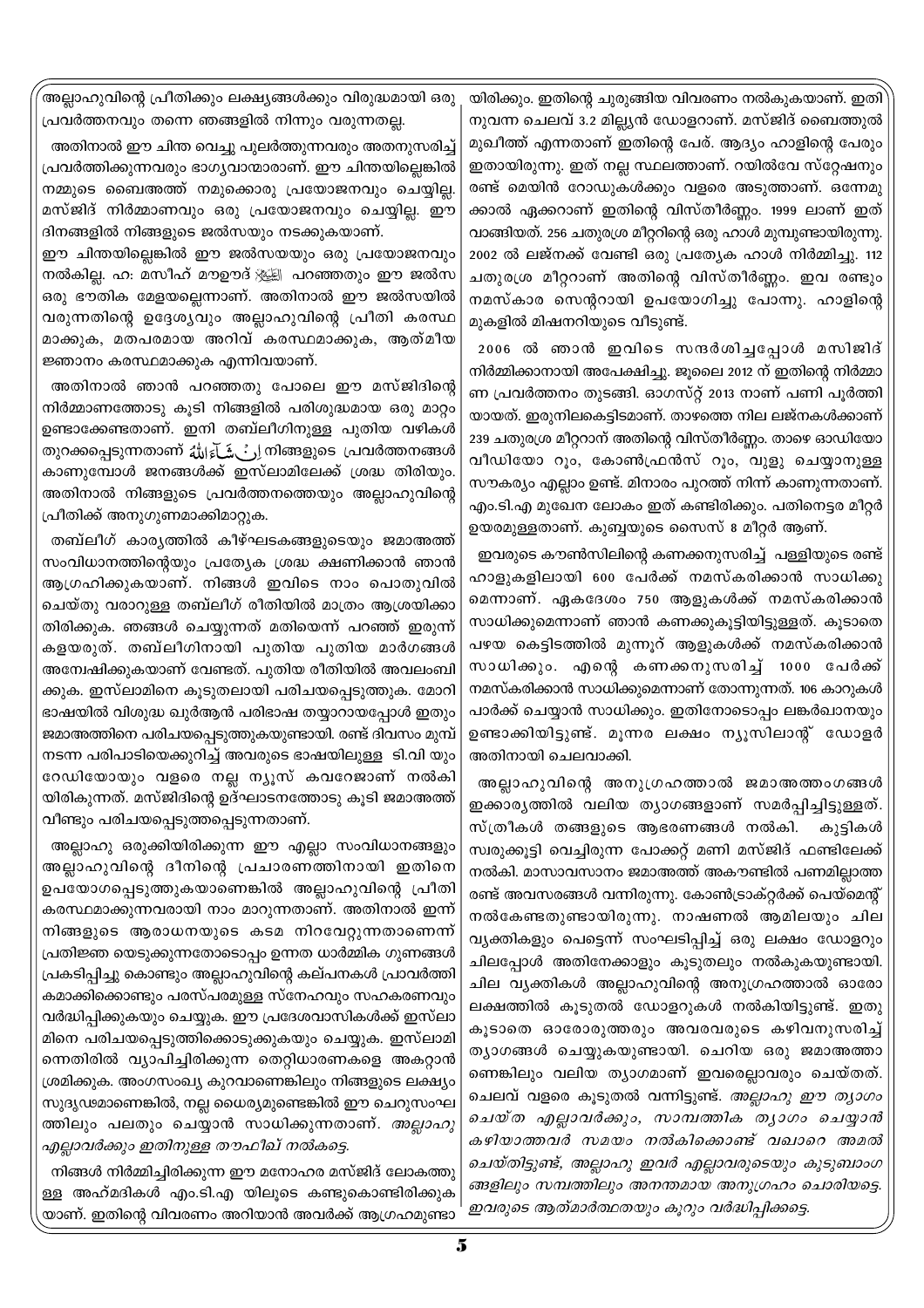അല്ലാഹുവിന്റെ പ്രീതിക്കും ലക്ഷ്യങ്ങൾക്കും വിരുദ്ധമായി ഒരു പ്രവർത്തനവും തന്നെ ഞങ്ങളിൽ നിന്നും വരുന്നതല്ല.

അതിനാൽ ഈ ചിന്ത വെച്ചു പുലർത്തുന്നവരും അതനുസരിച്ച് പ്രവർത്തിക്കുന്നവരും ഭാഗ്യവാന്മാരാണ്. ഈ ചിന്തയില്ലെങ്കിൽ നമ്മുടെ ബൈഅത്ത് നമുക്കൊരു പ്രയോജനവും ചെയ്യില്ല. മസ്ജിദ് നിർമ്മാണവും ഒരു പ്രയോജനവും ചെയ്യില്ല. ഈ ദിനങ്ങളിൽ നിങ്ങളുടെ ജൽസയും നടക്കുകയാണ്.

ഈ ചിന്തയില്ലെങ്കിൽ ഈ ജൽസയയും ഒരു പ്രയോജനവും നൽകില്ല. ഹ: മസീഹ് മൗഊദ് ﷺ പറഞ്ഞതും ഈ ജൽസ ഒരു ഭൗതിക മേളയല്ലെന്നാണ്. അതിനാൽ ഈ ജൽസയിൽ വരുന്നതിന്റെ ഉദ്ദേശ്യവും അല്ലാഹുവിന്റെ പ്രീതി കരസ്ഥമാക്കുക, മതപരമായ അറിവ് കരസ്ഥമാക്കുക, ആത്മീയ ജ്ഞാനം കരസ്ഥമാക്കുക എന്നിവയാണ്.

അതിനാൽ ഞാൻ പറഞ്ഞതു പോലെ ഈ മസ്ജിദിന്റെ നിർമ്മാണത്തോടു കൂടി നിങ്ങളിൽ പരിശുദ്ധമായ ഒരു മാറ്റം ഉണ്ടാക്കേണ്ടതാണ്. ഇനി തബ്‌ലീഗിനുള്ള പുതിയ വഴികൾ തുറക്കപ്പെടുന്നതാണ് إِنْ شَاءَ اللهُ നിങ്ങളുടെ പ്രവർത്തനങ്ങൾ കാണുമ്പോൾ ജനങ്ങൾക്ക് ഇസ്‌ലാമിലേക്ക് ശ്രദ്ധ തിരിയും. അതിനാൽ നിങ്ങളുടെ പ്രവർത്തനത്തെയും അല്ലാഹുവിന്റെ പ്രീതിക്ക് അനുഗുണമാക്കിമാറ്റുക.

തബ്‌ലീഗ് കാര്യത്തിൽ കീഴ്ഘടകങ്ങളുടെയും ജമാഅത്ത് സംവിധാനത്തിന്റെയും പ്രത്യേക ശ്രദ്ധ ക്ഷണിക്കാൻ ഞാൻ ആഗ്രഹിക്കുകയാണ്. നിങ്ങൾ ഇവിടെ നാം പൊതുവിൽ ചെയ്തു വരാറുള്ള തബ്‌ലീഗ് രീതിയിൽ മാത്രം ആശ്രയിക്കാതിരിക്കുക. ഞങ്ങൾ ചെയ്യുന്നത് മതിയെന്ന് പറഞ്ഞ് ഇരുന്ന് കളയരുത്. തബ്‌ലീഗിനായി പുതിയ പുതിയ മാർഗങ്ങൾ അന്വേഷിക്കുകയാണ് വേണ്ടത്. പുതിയ രീതിയിൽ അവലംബിക്കുക. ഇസ്‌ലാമിനെ കൂടുതലായി പരിചയപ്പെടുത്തുക. മോറി ഭാഷയിൽ വിശുദ്ധ ഖുർആൻ പരിഭാഷ തയ്യാറായപ്പോൾ ഇതും ജമാഅത്തിനെ പരിചയപ്പെടുത്തുകയുണ്ടായി. രണ്ട് ദിവസം മുമ്പ് നടന്ന പരിപാടിയെക്കുറിച്ച് അവരുടെ ഭാഷയിലുള്ള ടി.വി യും റേഡിയോയും വളരെ നല്ല ന്യൂസ് കവറേജാണ് നൽകിയിരിക്കുന്നത്. മസ്ജിദിന്റെ ഉദ്ഘാടനത്തോടു കൂടി ജമാഅത്ത് വീണ്ടും പരിചയപ്പെടുത്തപ്പെടുന്നതാണ്.

അല്ലാഹു ഒരുക്കിയിരിക്കുന്ന ഈ എല്ലാ സംവിധാനങ്ങളും അല്ലാഹുവിന്റെ ദീനിന്റെ പ്രചാരണത്തിനായി ഇതിനെ ഉപയോഗപ്പെടുത്തുകയാണെങ്കിൽ അല്ലാഹുവിന്റെ പ്രീതി കരസ്ഥമാക്കുന്നവരായി നാം മാറുന്നതാണ്. അതിനാൽ ഇന്ന് നിങ്ങളുടെ ആരാധനയുടെ കടമ നിറവേറ്റുന്നതാണെന്ന് പ്രതിജ്ഞ യെടുക്കുന്നതോടൊപ്പം ഉന്നത ധാർമ്മിക ഗുണങ്ങൾ പ്രകടിപ്പിച്ചു കൊണ്ടും അല്ലാഹുവിന്റെ കല്പനകൾ പ്രാവർത്തികമാക്കിക്കൊണ്ടും പരസ്പരമുള്ള സ്നേഹവും സഹകരണവും വർദ്ധിപ്പിക്കുകയും ചെയ്യുക. ഈ പ്രദേശവാസികൾക്ക് ഇസ്‌ലാമിനെ പരിചയപ്പെടുത്തിക്കൊടുക്കുകയും ചെയ്യുക. ഇസ്‌ലാമിനെതിരിൽ വ്യാപിച്ചിരിക്കുന്ന തെറ്റിധാരണകളെ അകറ്റാൻ ശ്രമിക്കുക. അംഗസംഖ്യ കുറവാണെങ്കിലും നിങ്ങളുടെ ലക്ഷ്യം സുദൃഢമാണെങ്കിൽ, നല്ല ധൈര്യമുണ്ടെങ്കിൽ ഈ ചെറുസംഘത്തിലും പലതും ചെയ്യാൻ സാധിക്കുന്നതാണ്. *അല്ലാഹു എല്ലാവർക്കും ഇതിനുള്ള തൗഫീഖ് നൽകട്ടെ.*

നിങ്ങൾ നിർമ്മിച്ചിരിക്കുന്ന ഈ മനോഹര മസ്ജിദ് ലോകത്തുള്ള അഹ്മദികൾ എം.ടി.എ യിലൂടെ കണ്ടുകൊണ്ടിരിക്കുകയാണ്. ഇതിന്റെ വിവരണം അറിയാൻ അവർക്ക് ആഗ്രഹമുണ്ടായിരിക്കും. ഇതിന്റെ ചുരുങ്ങിയ വിവരണം നൽകുകയാണ്. ഇതിനുവന്ന ചെലവ് 3.2 മില്ല്യൻ ഡോളറാണ്. മസ്ജിദ് ബൈത്തുൽ മുഖീത്ത് എന്നതാണ് ഇതിന്റെ പേര്. ആദ്യം ഹാളിന്റെ പേരും ഇതായിരുന്നു. ഇത് നല്ല സ്ഥലത്താണ്. റയിൽവേ സ്റ്റേഷനും രണ്ട് മെയിൻ റോഡുകൾക്കും വളരെ അടുത്താണ്. ഒന്നേമുക്കാൽ ഏക്കറാണ് ഇതിന്റെ വിസ്തീർണ്ണം. 1999 ലാണ് ഇത് വാങ്ങിയത്. 256 ചതുരശ്ര മീറ്ററിന്റെ ഒരു ഹാൾ മുമ്പുണ്ടായിരുന്നു. 2002 ൽ ലജ്നക്ക് വേണ്ടി ഒരു പ്രത്യേക ഹാൾ നിർമ്മിച്ചു. 112 ചതുരശ്ര മീറ്ററാണ് അതിന്റെ വിസ്തീർണ്ണം. ഇവ രണ്ടും നമസ്കാര സെന്ററായി ഉപയോഗിച്ചു പോന്നു. ഹാളിന്റെ മുകളിൽ മിഷനറിയുടെ വീടുണ്ട്.

2006 ൽ ഞാൻ ഇവിടെ സന്ദർശിച്ചപ്പോൾ മസിജിദ് നിർമ്മിക്കാനായി അപേക്ഷിച്ചു. ജൂലൈ 2012 ന് ഇതിന്റെ നിർമ്മാണ പ്രവർത്തനം തുടങ്ങി. ഓഗസ്റ്റ് 2013 നാണ് പണി പൂർത്തിയായത്. ഇരുനിലകെട്ടിടമാണ്. താഴത്തെ നില ലജ്നകൾക്കാണ് 239 ചതുരശ്ര മീറ്ററാണ് അതിന്റെ വിസ്തീർണ്ണം. താഴെ ഓഡിയോ വീഡിയോ റൂം, കോൺഫ്രൻസ് റൂം, വുളു ചെയ്യാനുള്ള സൗകര്യം എല്ലാം ഉണ്ട്. മിനാരം പുറത്ത് നിന്ന് കാണുന്നതാണ്. എം.ടി.എ മുഖേന ലോകം ഇത് കണ്ടിരിക്കും. പതിനെട്ടര മീറ്റർ ഉയരമുള്ളതാണ്. കുബ്ബയുടെ സൈസ് 8 മീറ്റർ ആണ്.

ഇവരുടെ കൗൺസിലിന്റെ കണക്കനുസരിച്ച് പള്ളിയുടെ രണ്ട് ഹാളുകളിലായി 600 പേർക്ക് നമസ്കരിക്കാൻ സാധിക്കുമെന്നാണ്. ഏകദേശം 750 ആളുകൾക്ക് നമസ്കരിക്കാൻ സാധിക്കുമെന്നാണ് ഞാൻ കണക്കുകൂട്ടിയിട്ടുള്ളത്. കൂടാതെ പഴയ കെട്ടിടത്തിൽ മുന്നൂറ് ആളുകൾക്ക് നമസ്കരിക്കാൻ സാധിക്കും. എന്റെ കണക്കനുസരിച്ച് 1000 പേർക്ക് നമസ്കരിക്കാൻ സാധിക്കുമെന്നാണ് തോന്നുന്നത്. 106 കാറുകൾ പാർക്ക് ചെയ്യാൻ സാധിക്കും. ഇതിനോടൊപ്പം ലങ്കർഖാനയും ഉണ്ടാക്കിയിട്ടുണ്ട്. മൂന്നര ലക്ഷം ന്യൂസിലാന്റ് ഡോളർ അതിനായി ചെലവാക്കി.

അല്ലാഹുവിന്റെ അനുഗ്രഹത്താൽ ജമാഅത്തംഗങ്ങൾ ഇക്കാര്യത്തിൽ വലിയ ത്യാഗങ്ങളാണ് സമർപ്പിച്ചിട്ടുള്ളത്. സ്ത്രീകൾ തങ്ങളുടെ ആഭരണങ്ങൾ നൽകി. കുട്ടികൾ സ്വരുക്കൂട്ടി വെച്ചിരുന്ന പോക്കറ്റ് മണി മസ്ജിദ് ഫണ്ടിലേക്ക് നൽകി. മാസാവസാനം ജമാഅത്ത് അകൗണ്ടിൽ പണമില്ലാത്ത രണ്ട് അവസരങ്ങൾ വന്നിരുന്നു. കോൺട്രാക്റ്റർക്ക് പെയ്മെന്റ് നൽകേണ്ടതുണ്ടായിരുന്നു. നാഷണൽ ആമിലയും ചില വ്യക്തികളും പെട്ടെന്ന് സംഘടിപ്പിച്ച് ഒരു ലക്ഷം ഡോളറും ചിലപ്പോൾ അതിനേക്കാളും കൂടുതലും നൽകുകയുണ്ടായി. ചില വ്യക്തികൾ അല്ലാഹുവിന്റെ അനുഗ്രഹത്താൽ ഓരോ ലക്ഷത്തിൽ കൂടുതൽ ഡോളറുകൾ നൽകിയിട്ടുണ്ട്. ഇതു കൂടാതെ ഓരോരുത്തരും അവരവരുടെ കഴിവനുസരിച്ച് ത്യാഗങ്ങൾ ചെയ്യുകയുണ്ടായി. ചെറിയ ഒരു ജമാഅത്താണെങ്കിലും വലിയ ത്യാഗമാണ് ഇവരെല്ലാവരും ചെയ്തത്. ചെലവ് വളരെ കൂടുതൽ വന്നിട്ടുണ്ട്. *അല്ലാഹു ഈ ത്യാഗം ചെയ്ത എല്ലാവർക്കും, സാമ്പത്തിക ത്യാഗം ചെയ്യാൻ കഴിയാത്തവർ സമയം നൽകിക്കൊണ്ട് വഖാറെ അമൽ ചെയ്തിട്ടുണ്ട്, അല്ലാഹു ഇവർ എല്ലാവരുടെയും കുടുബാംഗങ്ങളിലും സമ്പത്തിലും അനന്തമായ അനുഗ്രഹം ചൊരിയട്ടെ. ഇവരുടെ ആത്മാർത്ഥതയും കൂറും വർദ്ധിപ്പിക്കട്ടെ.*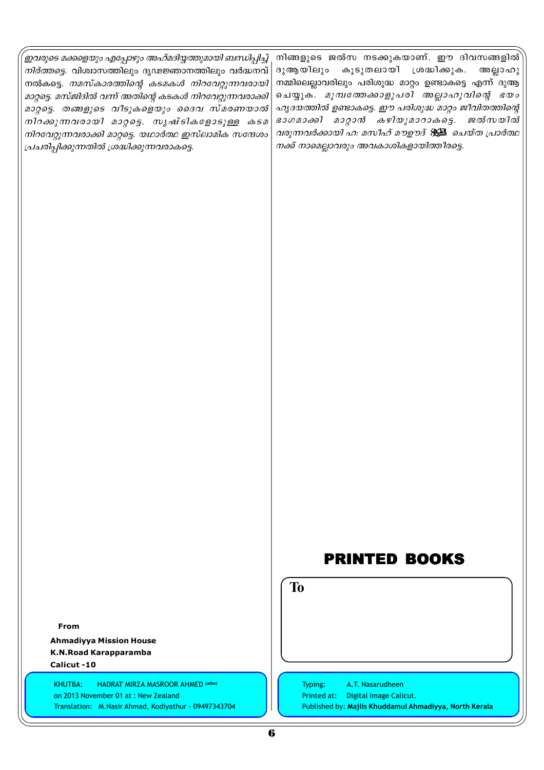*ഇവരുടെ മക്കളെയും എപ്പോഴും അഹ്മദിയ്യത്തുമായി ബന്ധിപ്പിച്ച് നിർത്തട്ടെ. വിശ്വാസത്തിലും ദൃഢജ്ഞാനത്തിലും വർദ്ധനവ് നൽകട്ടെ. നമസ്കാരത്തിന്റെ കടമകൾ നിറവേറ്റുന്നവരായി മാറ്റട്ടെ. മസ്ജിദിൽ വന്ന് അതിന്റെ കടകൾ നിറവേറ്റുന്നവരാക്കി മാറ്റട്ടെ. തങ്ങളുടെ വീടുകളെയും ദൈവ സ്മരണയാൽ നിറക്കുന്നവരായി മാറ്റട്ടെ. സൃഷ്ടികളോടുള്ള കടമ നിറവേറ്റുന്നവരാക്കി മാറ്റട്ടെ. യഥാർത്ഥ ഇസ്ലാമിക സന്ദേശം പ്രചരിപ്പിക്കുന്നതിൽ ശ്രദ്ധിക്കുന്നവരാകട്ടെ.*

നിങ്ങളുടെ ജൽസ നടക്കുകയാണ്. ഈ ദിവസങ്ങളിൽ ദുആയിലും കൂടുതലായി ശ്രദ്ധിക്കുക. അല്ലാഹു നമ്മിലെല്ലാവരിലും പരിശുദ്ധ മാറ്റം ഉണ്ടാകട്ടെ എന്ന് ദുആ ചെയ്യുക. *മുമ്പത്തേക്കാളുപരി അല്ലാഹുവിന്റെ ഭയം ഹൃദയത്തിൽ ഉണ്ടാകട്ടെ. ഈ പരിശുദ്ധ മാറ്റം ജീവിതത്തിന്റെ ഭാഗമാക്കി മാറ്റാൻ കഴിയുമാറാകട്ടെ. ജൽസയിൽ വരുന്നവർക്കായി ഹ: മസീഹ് മൗഊദ് (അ) ചെയ്ത പ്രാർത്ഥനക്ക് നാമെല്ലാവരും അവകാശികളായിത്തീരട്ടെ.*

## PRINTED BOOKS

**To**

**From**

**Ahmadiyya Mission House**
**K.N.Road Karapparamba**
**Calicut -10**

KHUTBA: HADRAT MIRZA MASROOR AHMED (atba)
on 2013 November 01 at : New Zealand
Translation: M.Nasir Ahmad, Kodiyathur - 09497343704

Typing: A.T. Nasarudheen
Printed at: Digital Image Calicut.
Published by: **Majlis Khuddamul Ahmadiyya, North Kerala**